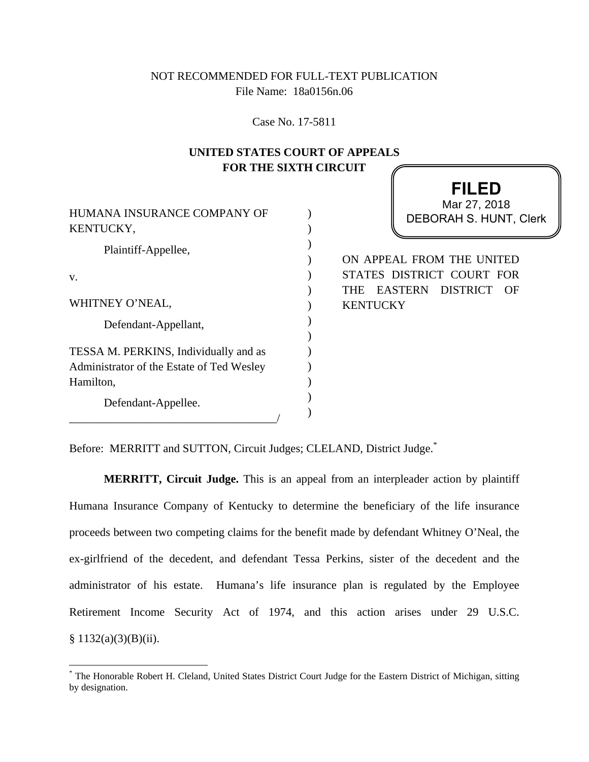NOT RECOMMENDED FOR FULL-TEXT PUBLICATION
File Name: 18a0156n.06

Case No. 17-5811

**UNITED STATES COURT OF APPEALS
FOR THE SIXTH CIRCUIT**

**FILED**
Mar 27, 2018
DEBORAH S. HUNT, Clerk

HUMANA INSURANCE COMPANY OF KENTUCKY,

Plaintiff-Appellee,

v.

WHITNEY O'NEAL,

Defendant-Appellant,

TESSA M. PERKINS, Individually and as Administrator of the Estate of Ted Wesley Hamilton,

Defendant-Appellee.

ON APPEAL FROM THE UNITED STATES DISTRICT COURT FOR THE EASTERN DISTRICT OF KENTUCKY

Before: MERRITT and SUTTON, Circuit Judges; CLELAND, District Judge.[*]

**MERRITT, Circuit Judge.** This is an appeal from an interpleader action by plaintiff Humana Insurance Company of Kentucky to determine the beneficiary of the life insurance proceeds between two competing claims for the benefit made by defendant Whitney O'Neal, the ex-girlfriend of the decedent, and defendant Tessa Perkins, sister of the decedent and the administrator of his estate. Humana's life insurance plan is regulated by the Employee Retirement Income Security Act of 1974, and this action arises under 29 U.S.C. § 1132(a)(3)(B)(ii).

[*] The Honorable Robert H. Cleland, United States District Court Judge for the Eastern District of Michigan, sitting by designation.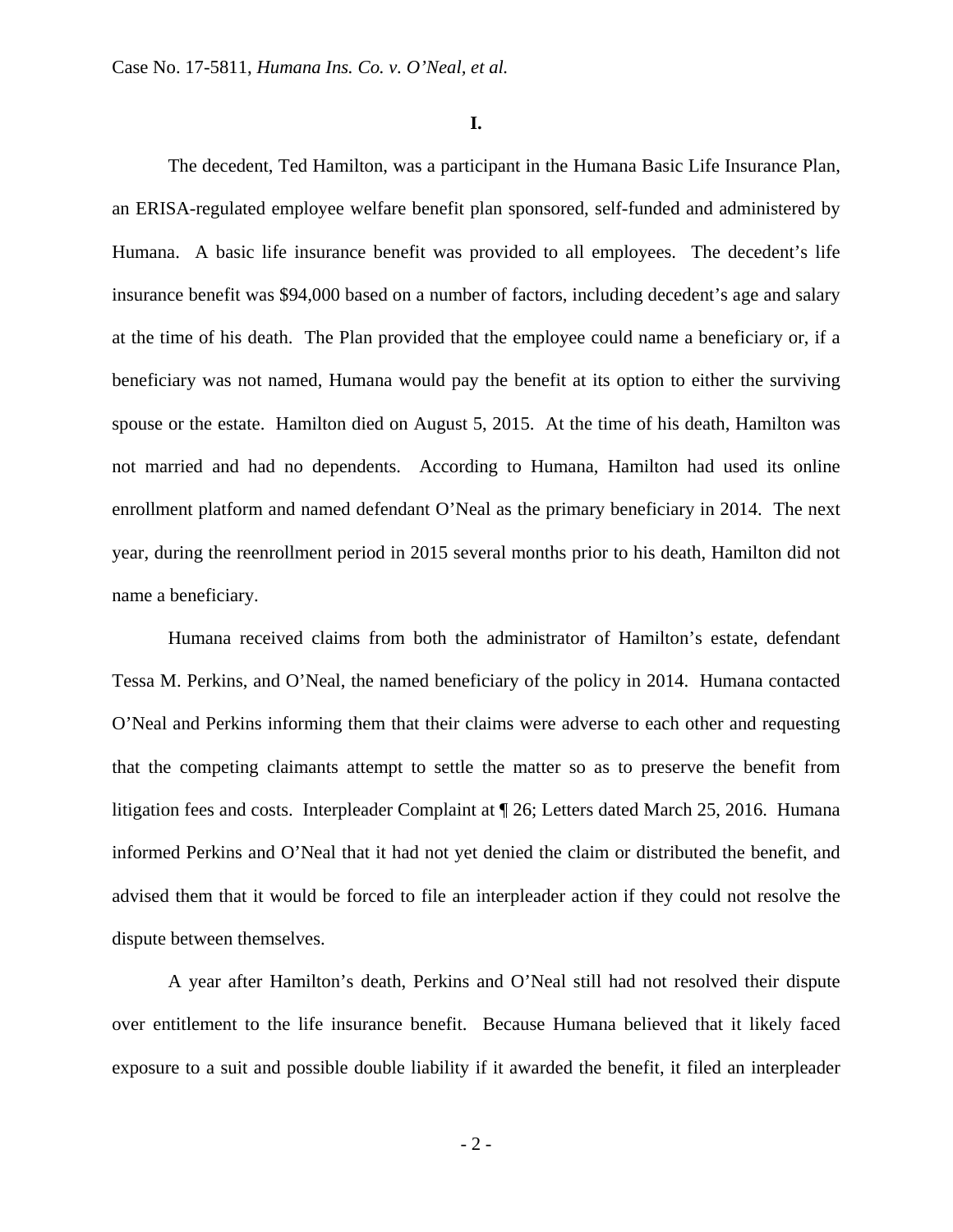# I.

The decedent, Ted Hamilton, was a participant in the Humana Basic Life Insurance Plan, an ERISA-regulated employee welfare benefit plan sponsored, self-funded and administered by Humana. A basic life insurance benefit was provided to all employees. The decedent's life insurance benefit was $94,000 based on a number of factors, including decedent's age and salary at the time of his death. The Plan provided that the employee could name a beneficiary or, if a beneficiary was not named, Humana would pay the benefit at its option to either the surviving spouse or the estate. Hamilton died on August 5, 2015. At the time of his death, Hamilton was not married and had no dependents. According to Humana, Hamilton had used its online enrollment platform and named defendant O'Neal as the primary beneficiary in 2014. The next year, during the reenrollment period in 2015 several months prior to his death, Hamilton did not name a beneficiary.

Humana received claims from both the administrator of Hamilton's estate, defendant Tessa M. Perkins, and O'Neal, the named beneficiary of the policy in 2014. Humana contacted O'Neal and Perkins informing them that their claims were adverse to each other and requesting that the competing claimants attempt to settle the matter so as to preserve the benefit from litigation fees and costs. Interpleader Complaint at ¶ 26; Letters dated March 25, 2016. Humana informed Perkins and O'Neal that it had not yet denied the claim or distributed the benefit, and advised them that it would be forced to file an interpleader action if they could not resolve the dispute between themselves.

A year after Hamilton's death, Perkins and O'Neal still had not resolved their dispute over entitlement to the life insurance benefit. Because Humana believed that it likely faced exposure to a suit and possible double liability if it awarded the benefit, it filed an interpleader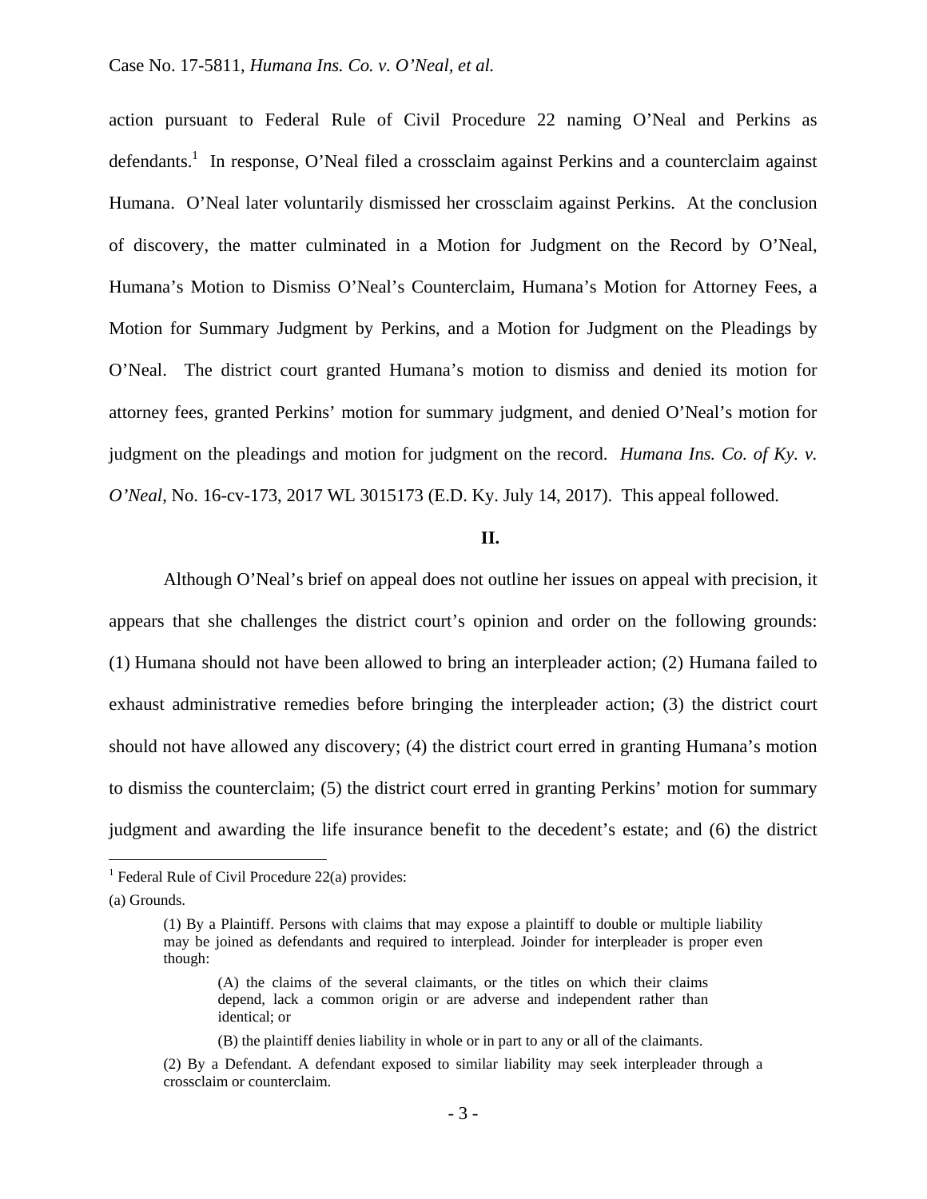action pursuant to Federal Rule of Civil Procedure 22 naming O'Neal and Perkins as defendants.[1] In response, O'Neal filed a crossclaim against Perkins and a counterclaim against Humana. O'Neal later voluntarily dismissed her crossclaim against Perkins. At the conclusion of discovery, the matter culminated in a Motion for Judgment on the Record by O'Neal, Humana's Motion to Dismiss O'Neal's Counterclaim, Humana's Motion for Attorney Fees, a Motion for Summary Judgment by Perkins, and a Motion for Judgment on the Pleadings by O'Neal. The district court granted Humana's motion to dismiss and denied its motion for attorney fees, granted Perkins' motion for summary judgment, and denied O'Neal's motion for judgment on the pleadings and motion for judgment on the record. *Humana Ins. Co. of Ky. v. O'Neal*, No. 16-cv-173, 2017 WL 3015173 (E.D. Ky. July 14, 2017). This appeal followed.

## II.

Although O'Neal's brief on appeal does not outline her issues on appeal with precision, it appears that she challenges the district court's opinion and order on the following grounds: (1) Humana should not have been allowed to bring an interpleader action; (2) Humana failed to exhaust administrative remedies before bringing the interpleader action; (3) the district court should not have allowed any discovery; (4) the district court erred in granting Humana's motion to dismiss the counterclaim; (5) the district court erred in granting Perkins' motion for summary judgment and awarding the life insurance benefit to the decedent's estate; and (6) the district

---

[1] Federal Rule of Civil Procedure 22(a) provides:

(a) Grounds.

> (1) By a Plaintiff. Persons with claims that may expose a plaintiff to double or multiple liability may be joined as defendants and required to interplead. Joinder for interpleader is proper even though:
>
> > (A) the claims of the several claimants, or the titles on which their claims depend, lack a common origin or are adverse and independent rather than identical; or
> >
> > (B) the plaintiff denies liability in whole or in part to any or all of the claimants.
>
> (2) By a Defendant. A defendant exposed to similar liability may seek interpleader through a crossclaim or counterclaim.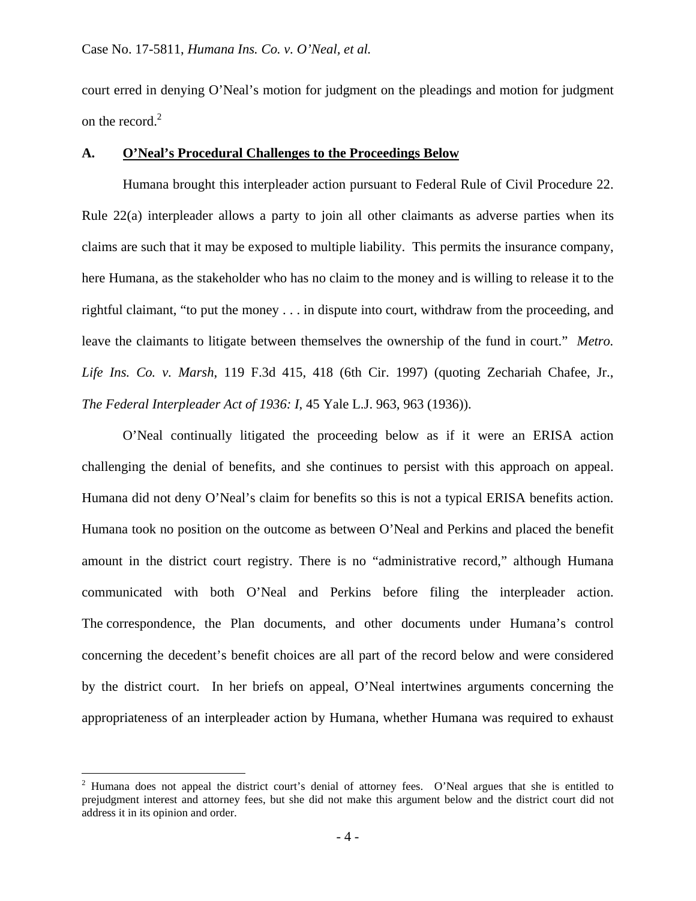court erred in denying O'Neal's motion for judgment on the pleadings and motion for judgment on the record.[2]

### A. O'Neal's Procedural Challenges to the Proceedings Below

Humana brought this interpleader action pursuant to Federal Rule of Civil Procedure 22. Rule 22(a) interpleader allows a party to join all other claimants as adverse parties when its claims are such that it may be exposed to multiple liability. This permits the insurance company, here Humana, as the stakeholder who has no claim to the money and is willing to release it to the rightful claimant, "to put the money . . . in dispute into court, withdraw from the proceeding, and leave the claimants to litigate between themselves the ownership of the fund in court." *Metro. Life Ins. Co. v. Marsh*, 119 F.3d 415, 418 (6th Cir. 1997) (quoting Zechariah Chafee, Jr., *The Federal Interpleader Act of 1936: I*, 45 Yale L.J. 963, 963 (1936)).

O'Neal continually litigated the proceeding below as if it were an ERISA action challenging the denial of benefits, and she continues to persist with this approach on appeal. Humana did not deny O'Neal's claim for benefits so this is not a typical ERISA benefits action. Humana took no position on the outcome as between O'Neal and Perkins and placed the benefit amount in the district court registry. There is no "administrative record," although Humana communicated with both O'Neal and Perkins before filing the interpleader action. The correspondence, the Plan documents, and other documents under Humana's control concerning the decedent's benefit choices are all part of the record below and were considered by the district court. In her briefs on appeal, O'Neal intertwines arguments concerning the appropriateness of an interpleader action by Humana, whether Humana was required to exhaust

---

[2] Humana does not appeal the district court's denial of attorney fees. O'Neal argues that she is entitled to prejudgment interest and attorney fees, but she did not make this argument below and the district court did not address it in its opinion and order.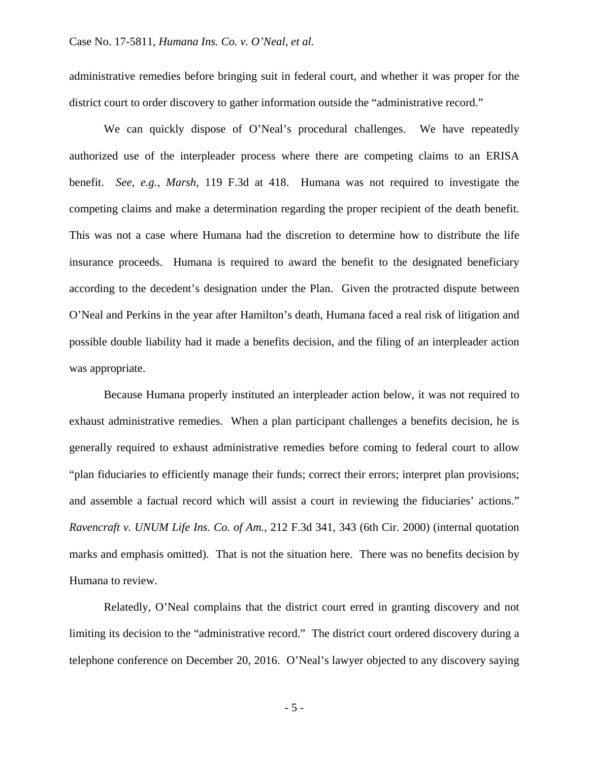administrative remedies before bringing suit in federal court, and whether it was proper for the district court to order discovery to gather information outside the "administrative record."

We can quickly dispose of O'Neal's procedural challenges. We have repeatedly authorized use of the interpleader process where there are competing claims to an ERISA benefit. *See, e.g.*, *Marsh*, 119 F.3d at 418. Humana was not required to investigate the competing claims and make a determination regarding the proper recipient of the death benefit. This was not a case where Humana had the discretion to determine how to distribute the life insurance proceeds. Humana is required to award the benefit to the designated beneficiary according to the decedent's designation under the Plan. Given the protracted dispute between O'Neal and Perkins in the year after Hamilton's death, Humana faced a real risk of litigation and possible double liability had it made a benefits decision, and the filing of an interpleader action was appropriate.

Because Humana properly instituted an interpleader action below, it was not required to exhaust administrative remedies. When a plan participant challenges a benefits decision, he is generally required to exhaust administrative remedies before coming to federal court to allow "plan fiduciaries to efficiently manage their funds; correct their errors; interpret plan provisions; and assemble a factual record which will assist a court in reviewing the fiduciaries' actions." *Ravencraft v. UNUM Life Ins. Co. of Am.*, 212 F.3d 341, 343 (6th Cir. 2000) (internal quotation marks and emphasis omitted). That is not the situation here. There was no benefits decision by Humana to review.

Relatedly, O'Neal complains that the district court erred in granting discovery and not limiting its decision to the "administrative record." The district court ordered discovery during a telephone conference on December 20, 2016. O'Neal's lawyer objected to any discovery saying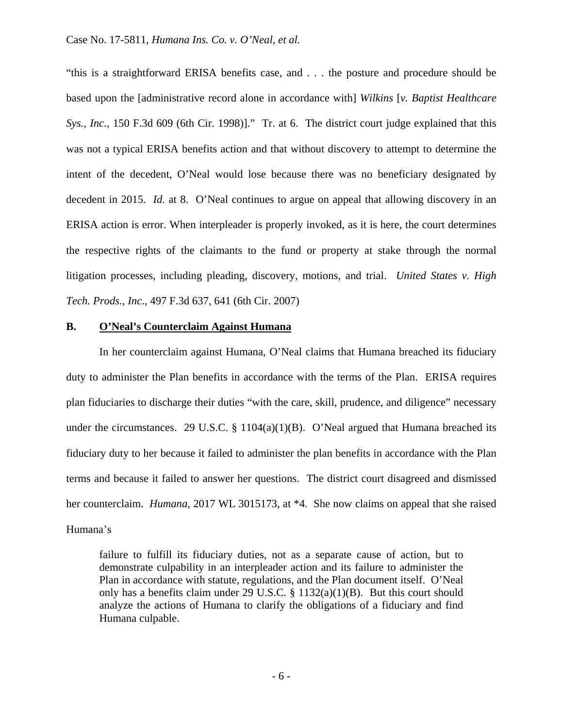"this is a straightforward ERISA benefits case, and . . . the posture and procedure should be based upon the [administrative record alone in accordance with] *Wilkins* [*v. Baptist Healthcare Sys., Inc.*, 150 F.3d 609 (6th Cir. 1998)]." Tr. at 6. The district court judge explained that this was not a typical ERISA benefits action and that without discovery to attempt to determine the intent of the decedent, O'Neal would lose because there was no beneficiary designated by decedent in 2015. *Id.* at 8. O'Neal continues to argue on appeal that allowing discovery in an ERISA action is error. When interpleader is properly invoked, as it is here, the court determines the respective rights of the claimants to the fund or property at stake through the normal litigation processes, including pleading, discovery, motions, and trial. *United States v. High Tech. Prods., Inc*., 497 F.3d 637, 641 (6th Cir. 2007)

**B. O'Neal's Counterclaim Against Humana**

In her counterclaim against Humana, O'Neal claims that Humana breached its fiduciary duty to administer the Plan benefits in accordance with the terms of the Plan. ERISA requires plan fiduciaries to discharge their duties "with the care, skill, prudence, and diligence" necessary under the circumstances. 29 U.S.C. § 1104(a)(1)(B). O'Neal argued that Humana breached its fiduciary duty to her because it failed to administer the plan benefits in accordance with the Plan terms and because it failed to answer her questions. The district court disagreed and dismissed her counterclaim. *Humana*, 2017 WL 3015173, at *4. She now claims on appeal that she raised Humana's

> failure to fulfill its fiduciary duties, not as a separate cause of action, but to demonstrate culpability in an interpleader action and its failure to administer the Plan in accordance with statute, regulations, and the Plan document itself. O'Neal only has a benefits claim under 29 U.S.C. § 1132(a)(1)(B). But this court should analyze the actions of Humana to clarify the obligations of a fiduciary and find Humana culpable.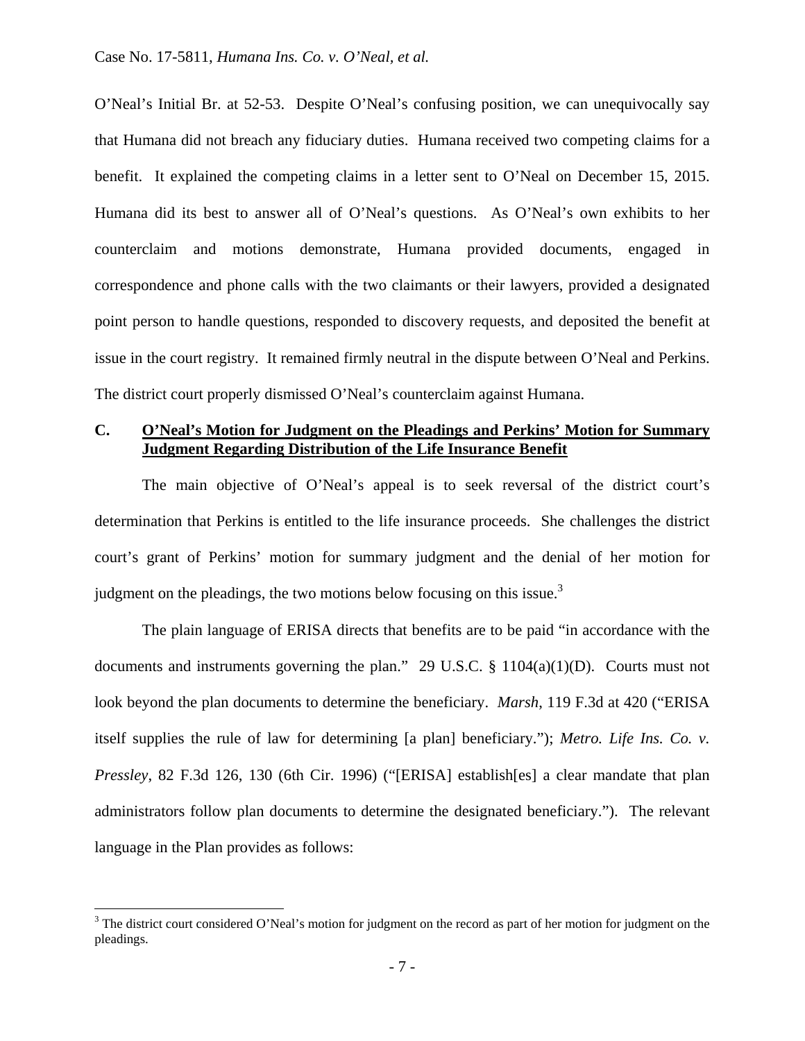O'Neal's Initial Br. at 52-53. Despite O'Neal's confusing position, we can unequivocally say that Humana did not breach any fiduciary duties. Humana received two competing claims for a benefit. It explained the competing claims in a letter sent to O'Neal on December 15, 2015. Humana did its best to answer all of O'Neal's questions. As O'Neal's own exhibits to her counterclaim and motions demonstrate, Humana provided documents, engaged in correspondence and phone calls with the two claimants or their lawyers, provided a designated point person to handle questions, responded to discovery requests, and deposited the benefit at issue in the court registry. It remained firmly neutral in the dispute between O'Neal and Perkins. The district court properly dismissed O'Neal's counterclaim against Humana.

### C. O'Neal's Motion for Judgment on the Pleadings and Perkins' Motion for Summary Judgment Regarding Distribution of the Life Insurance Benefit

The main objective of O'Neal's appeal is to seek reversal of the district court's determination that Perkins is entitled to the life insurance proceeds. She challenges the district court's grant of Perkins' motion for summary judgment and the denial of her motion for judgment on the pleadings, the two motions below focusing on this issue.[3]

The plain language of ERISA directs that benefits are to be paid "in accordance with the documents and instruments governing the plan." 29 U.S.C. § 1104(a)(1)(D). Courts must not look beyond the plan documents to determine the beneficiary. *Marsh*, 119 F.3d at 420 ("ERISA itself supplies the rule of law for determining [a plan] beneficiary."); *Metro. Life Ins. Co. v. Pressley*, 82 F.3d 126, 130 (6th Cir. 1996) ("[ERISA] establish[es] a clear mandate that plan administrators follow plan documents to determine the designated beneficiary."). The relevant language in the Plan provides as follows:

[3] The district court considered O'Neal's motion for judgment on the record as part of her motion for judgment on the pleadings.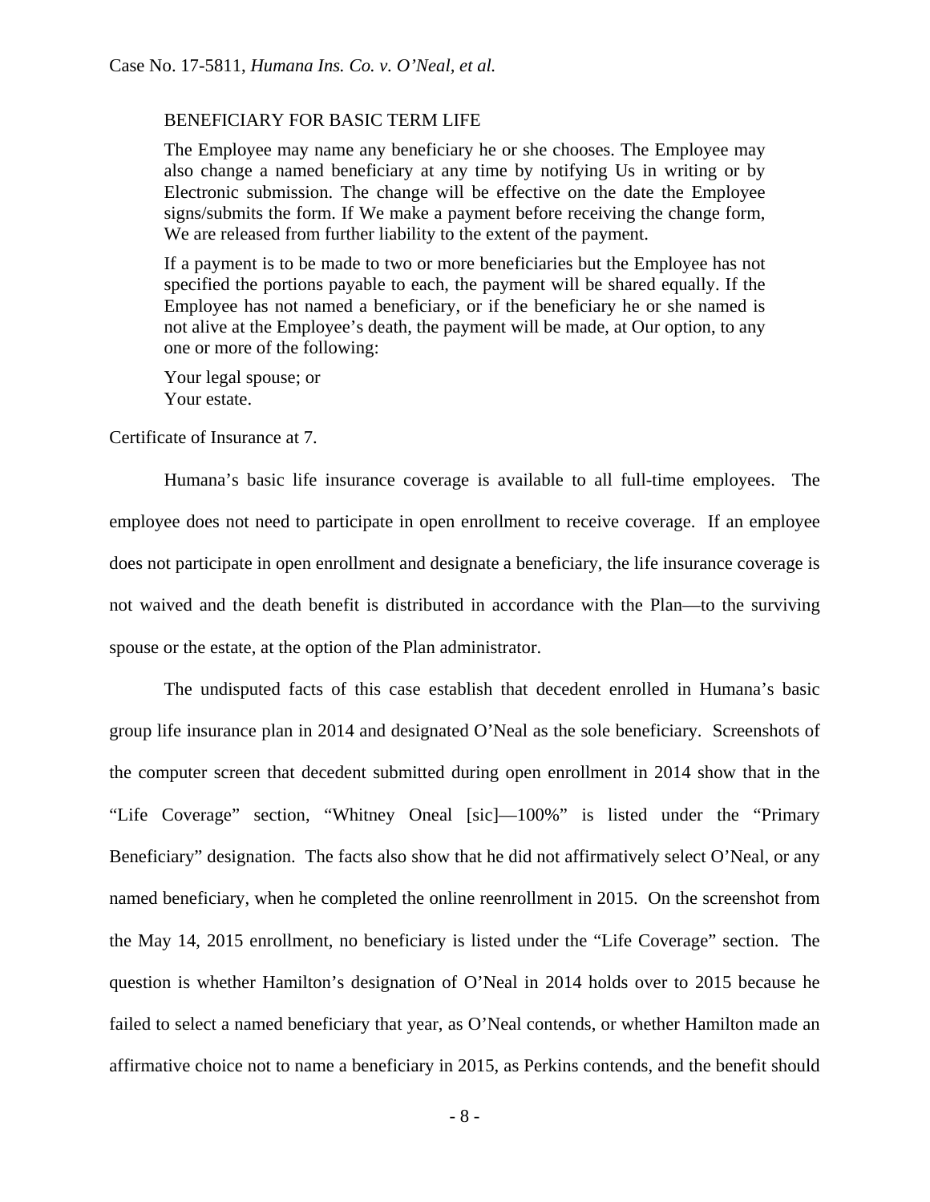> BENEFICIARY FOR BASIC TERM LIFE
>
> The Employee may name any beneficiary he or she chooses. The Employee may also change a named beneficiary at any time by notifying Us in writing or by Electronic submission. The change will be effective on the date the Employee signs/submits the form. If We make a payment before receiving the change form, We are released from further liability to the extent of the payment.
>
> If a payment is to be made to two or more beneficiaries but the Employee has not specified the portions payable to each, the payment will be shared equally. If the Employee has not named a beneficiary, or if the beneficiary he or she named is not alive at the Employee's death, the payment will be made, at Our option, to any one or more of the following:
>
> Your legal spouse; or
> Your estate.

Certificate of Insurance at 7.

Humana's basic life insurance coverage is available to all full-time employees. The employee does not need to participate in open enrollment to receive coverage. If an employee does not participate in open enrollment and designate a beneficiary, the life insurance coverage is not waived and the death benefit is distributed in accordance with the Plan—to the surviving spouse or the estate, at the option of the Plan administrator.

The undisputed facts of this case establish that decedent enrolled in Humana's basic group life insurance plan in 2014 and designated O'Neal as the sole beneficiary. Screenshots of the computer screen that decedent submitted during open enrollment in 2014 show that in the "Life Coverage" section, "Whitney Oneal [sic]—100%" is listed under the "Primary Beneficiary" designation. The facts also show that he did not affirmatively select O'Neal, or any named beneficiary, when he completed the online reenrollment in 2015. On the screenshot from the May 14, 2015 enrollment, no beneficiary is listed under the "Life Coverage" section. The question is whether Hamilton's designation of O'Neal in 2014 holds over to 2015 because he failed to select a named beneficiary that year, as O'Neal contends, or whether Hamilton made an affirmative choice not to name a beneficiary in 2015, as Perkins contends, and the benefit should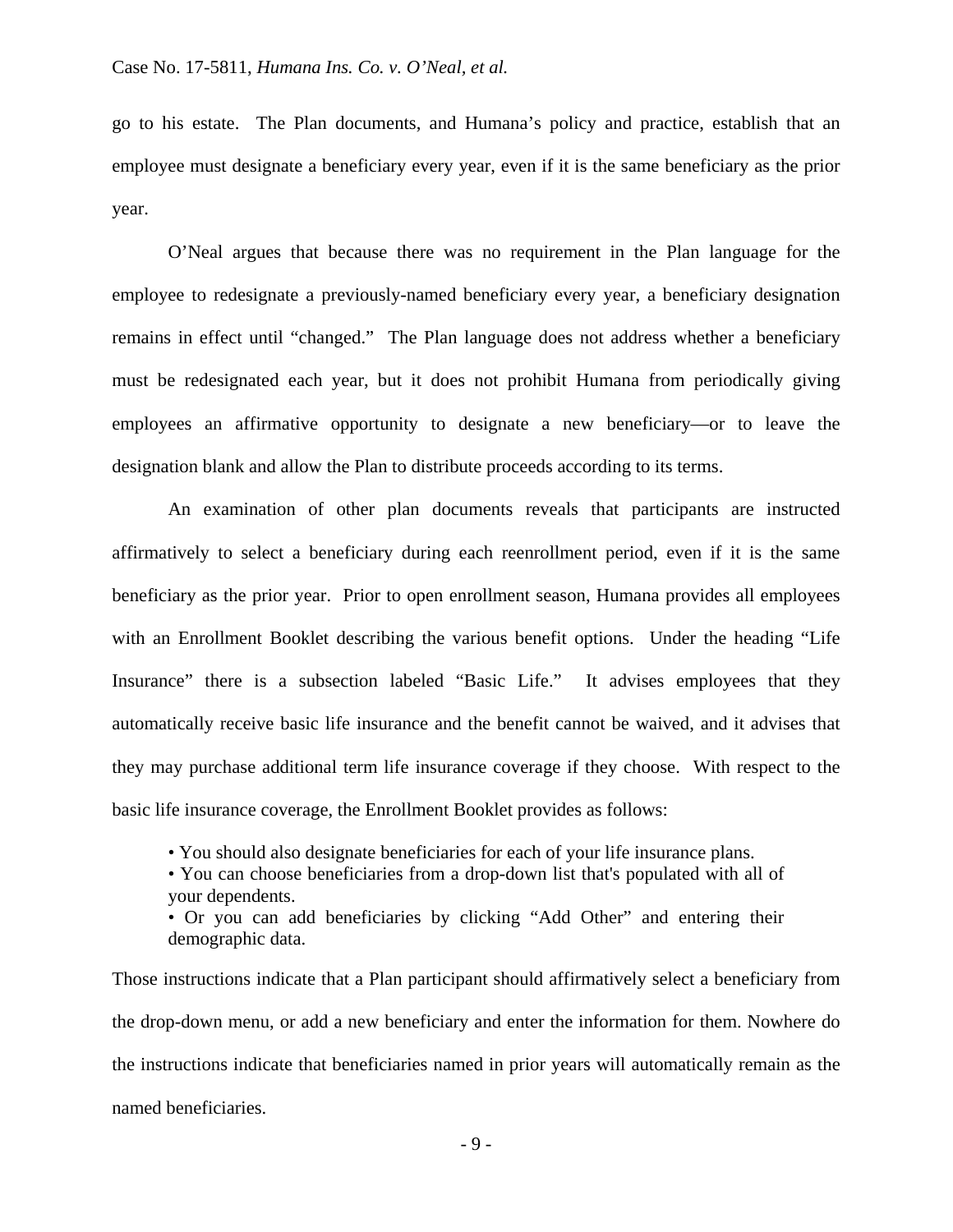go to his estate. The Plan documents, and Humana's policy and practice, establish that an employee must designate a beneficiary every year, even if it is the same beneficiary as the prior year.

O'Neal argues that because there was no requirement in the Plan language for the employee to redesignate a previously-named beneficiary every year, a beneficiary designation remains in effect until "changed." The Plan language does not address whether a beneficiary must be redesignated each year, but it does not prohibit Humana from periodically giving employees an affirmative opportunity to designate a new beneficiary—or to leave the designation blank and allow the Plan to distribute proceeds according to its terms.

An examination of other plan documents reveals that participants are instructed affirmatively to select a beneficiary during each reenrollment period, even if it is the same beneficiary as the prior year. Prior to open enrollment season, Humana provides all employees with an Enrollment Booklet describing the various benefit options. Under the heading "Life Insurance" there is a subsection labeled "Basic Life." It advises employees that they automatically receive basic life insurance and the benefit cannot be waived, and it advises that they may purchase additional term life insurance coverage if they choose. With respect to the basic life insurance coverage, the Enrollment Booklet provides as follows:

> • You should also designate beneficiaries for each of your life insurance plans.
> • You can choose beneficiaries from a drop-down list that's populated with all of your dependents.
> • Or you can add beneficiaries by clicking "Add Other" and entering their demographic data.

Those instructions indicate that a Plan participant should affirmatively select a beneficiary from the drop-down menu, or add a new beneficiary and enter the information for them. Nowhere do the instructions indicate that beneficiaries named in prior years will automatically remain as the named beneficiaries.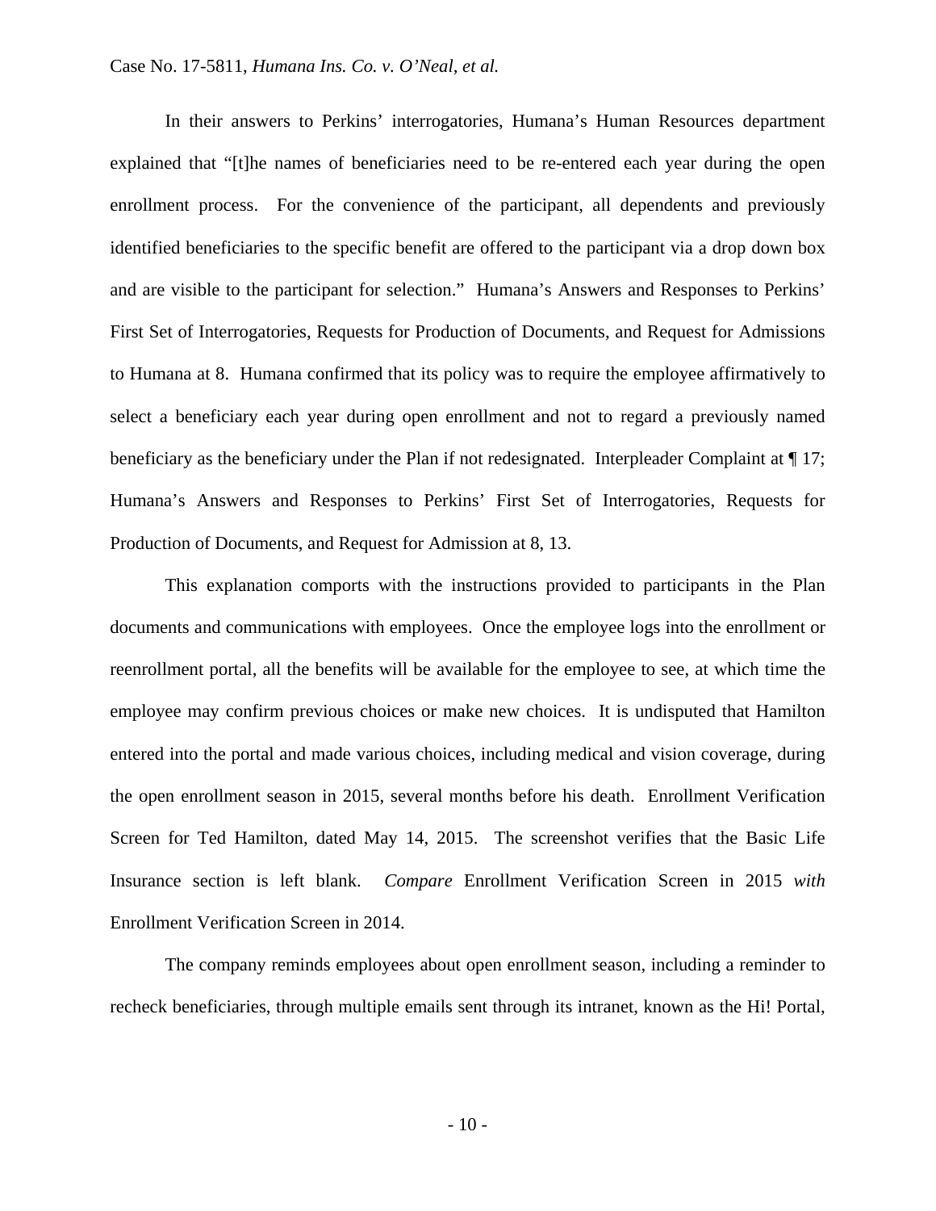In their answers to Perkins' interrogatories, Humana's Human Resources department explained that "[t]he names of beneficiaries need to be re-entered each year during the open enrollment process. For the convenience of the participant, all dependents and previously identified beneficiaries to the specific benefit are offered to the participant via a drop down box and are visible to the participant for selection." Humana's Answers and Responses to Perkins' First Set of Interrogatories, Requests for Production of Documents, and Request for Admissions to Humana at 8. Humana confirmed that its policy was to require the employee affirmatively to select a beneficiary each year during open enrollment and not to regard a previously named beneficiary as the beneficiary under the Plan if not redesignated. Interpleader Complaint at ¶ 17; Humana's Answers and Responses to Perkins' First Set of Interrogatories, Requests for Production of Documents, and Request for Admission at 8, 13.

This explanation comports with the instructions provided to participants in the Plan documents and communications with employees. Once the employee logs into the enrollment or reenrollment portal, all the benefits will be available for the employee to see, at which time the employee may confirm previous choices or make new choices. It is undisputed that Hamilton entered into the portal and made various choices, including medical and vision coverage, during the open enrollment season in 2015, several months before his death. Enrollment Verification Screen for Ted Hamilton, dated May 14, 2015. The screenshot verifies that the Basic Life Insurance section is left blank. *Compare* Enrollment Verification Screen in 2015 *with* Enrollment Verification Screen in 2014.

The company reminds employees about open enrollment season, including a reminder to recheck beneficiaries, through multiple emails sent through its intranet, known as the Hi! Portal,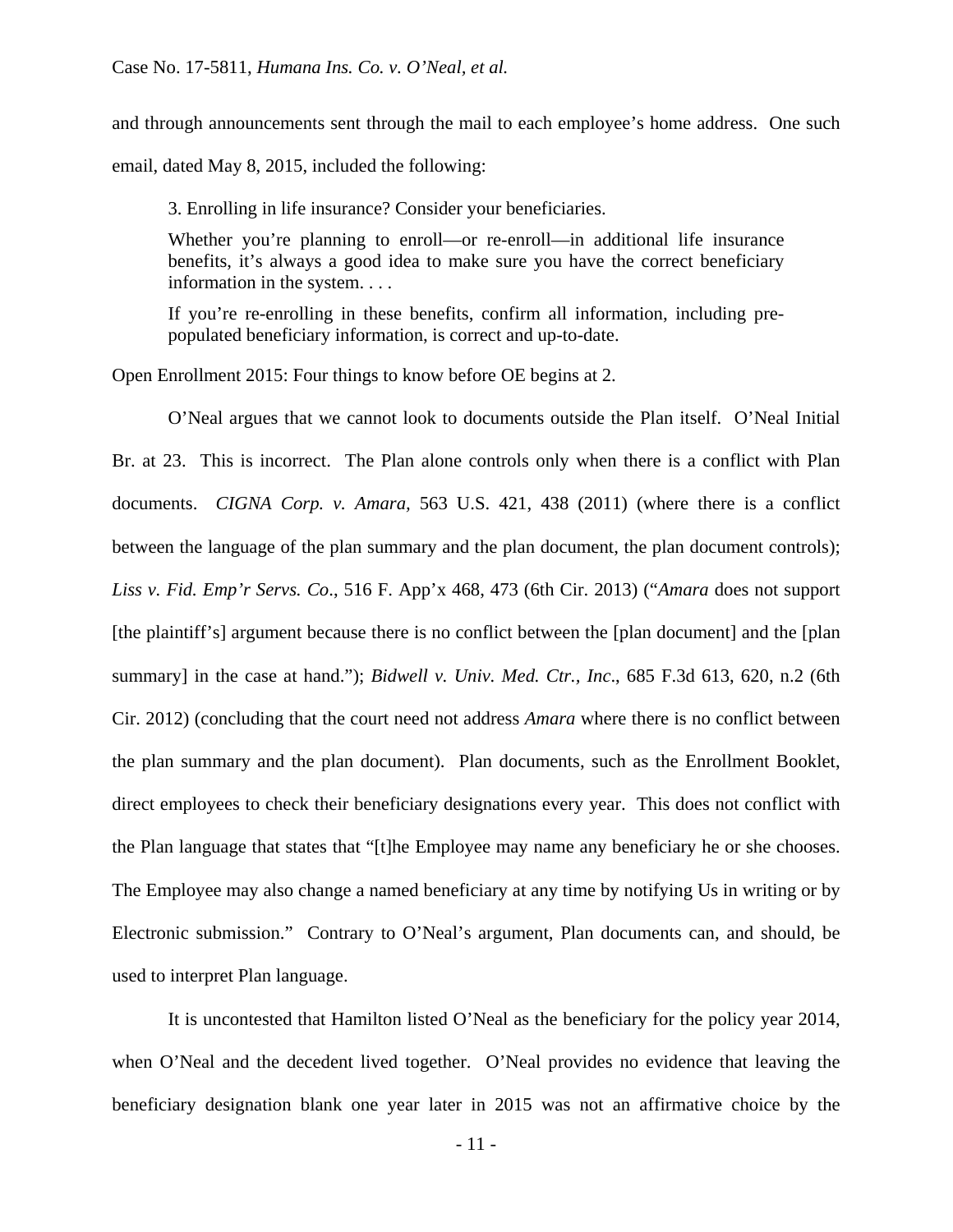and through announcements sent through the mail to each employee's home address. One such email, dated May 8, 2015, included the following:

> 3. Enrolling in life insurance? Consider your beneficiaries.
>
> Whether you're planning to enroll—or re-enroll—in additional life insurance benefits, it's always a good idea to make sure you have the correct beneficiary information in the system. . . .
>
> If you're re-enrolling in these benefits, confirm all information, including pre-populated beneficiary information, is correct and up-to-date.

Open Enrollment 2015: Four things to know before OE begins at 2.

O'Neal argues that we cannot look to documents outside the Plan itself. O'Neal Initial Br. at 23. This is incorrect. The Plan alone controls only when there is a conflict with Plan documents. *CIGNA Corp. v. Amara*, 563 U.S. 421, 438 (2011) (where there is a conflict between the language of the plan summary and the plan document, the plan document controls); *Liss v. Fid. Emp'r Servs. Co*., 516 F. App'x 468, 473 (6th Cir. 2013) ("*Amara* does not support [the plaintiff's] argument because there is no conflict between the [plan document] and the [plan summary] in the case at hand."); *Bidwell v. Univ. Med. Ctr., Inc*., 685 F.3d 613, 620, n.2 (6th Cir. 2012) (concluding that the court need not address *Amara* where there is no conflict between the plan summary and the plan document). Plan documents, such as the Enrollment Booklet, direct employees to check their beneficiary designations every year. This does not conflict with the Plan language that states that "[t]he Employee may name any beneficiary he or she chooses. The Employee may also change a named beneficiary at any time by notifying Us in writing or by Electronic submission." Contrary to O'Neal's argument, Plan documents can, and should, be used to interpret Plan language.

It is uncontested that Hamilton listed O'Neal as the beneficiary for the policy year 2014, when O'Neal and the decedent lived together. O'Neal provides no evidence that leaving the beneficiary designation blank one year later in 2015 was not an affirmative choice by the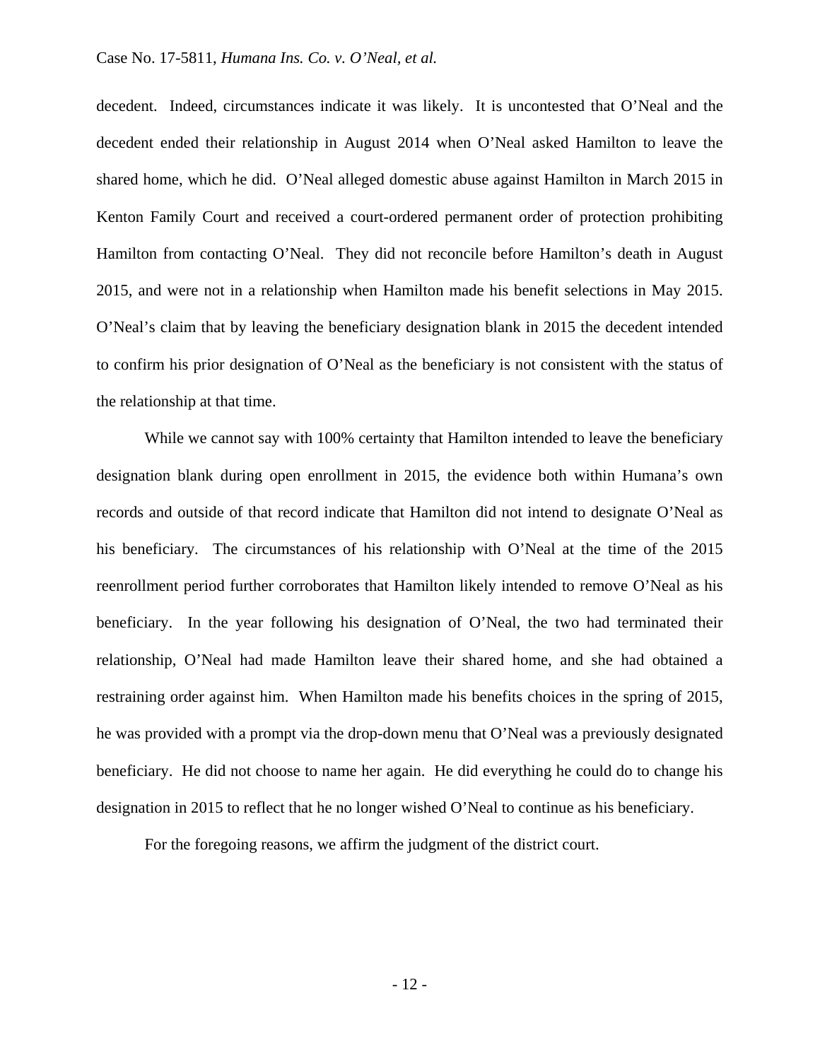decedent. Indeed, circumstances indicate it was likely. It is uncontested that O'Neal and the decedent ended their relationship in August 2014 when O'Neal asked Hamilton to leave the shared home, which he did. O'Neal alleged domestic abuse against Hamilton in March 2015 in Kenton Family Court and received a court-ordered permanent order of protection prohibiting Hamilton from contacting O'Neal. They did not reconcile before Hamilton's death in August 2015, and were not in a relationship when Hamilton made his benefit selections in May 2015. O'Neal's claim that by leaving the beneficiary designation blank in 2015 the decedent intended to confirm his prior designation of O'Neal as the beneficiary is not consistent with the status of the relationship at that time.

While we cannot say with 100% certainty that Hamilton intended to leave the beneficiary designation blank during open enrollment in 2015, the evidence both within Humana's own records and outside of that record indicate that Hamilton did not intend to designate O'Neal as his beneficiary. The circumstances of his relationship with O'Neal at the time of the 2015 reenrollment period further corroborates that Hamilton likely intended to remove O'Neal as his beneficiary. In the year following his designation of O'Neal, the two had terminated their relationship, O'Neal had made Hamilton leave their shared home, and she had obtained a restraining order against him. When Hamilton made his benefits choices in the spring of 2015, he was provided with a prompt via the drop-down menu that O'Neal was a previously designated beneficiary. He did not choose to name her again. He did everything he could do to change his designation in 2015 to reflect that he no longer wished O'Neal to continue as his beneficiary.

For the foregoing reasons, we affirm the judgment of the district court.